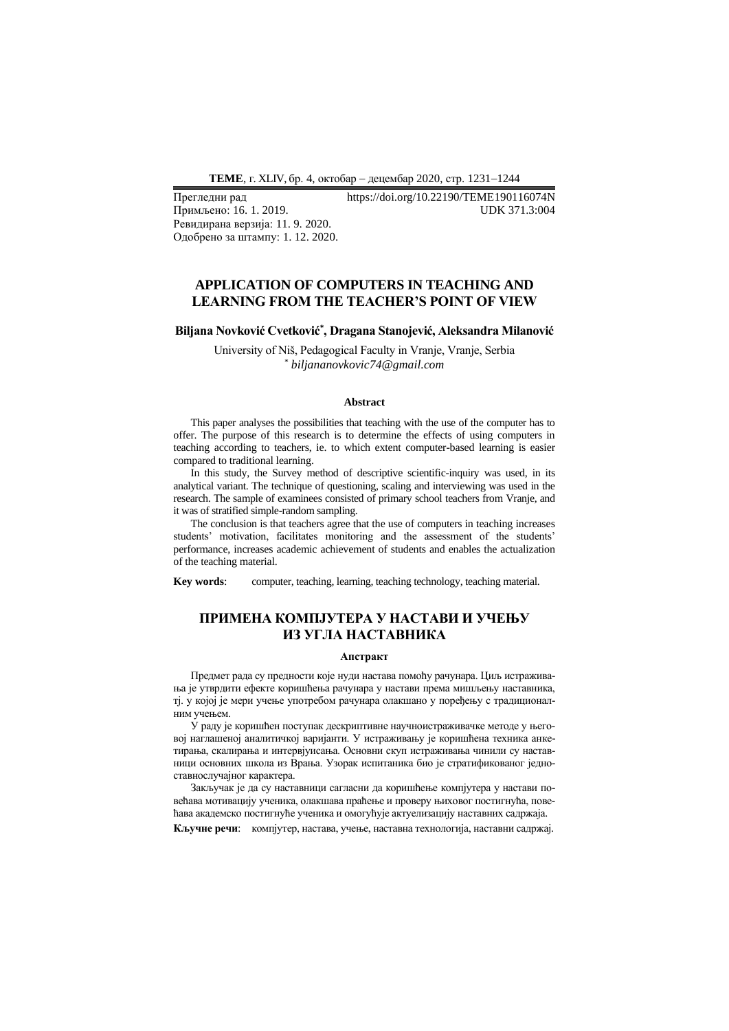Прегледни рад  
Примљено: 16. 1. 2019.  
Ревидирана верзија: 11. 9. 2020.  
Одобрено за штампу: 1. 12. 2020.

https://doi.org/10.22190/TEME190116074N  
UDK 371.3:004

# APPLICATION OF COMPUTERS IN TEACHING AND LEARNING FROM THE TEACHER'S POINT OF VIEW

**Biljana Novković Cvetković*, Dragana Stanojević, Aleksandra Milanović**

University of Niš, Pedagogical Faculty in Vranje, Vranje, Serbia  
* *biljananovkovic74@gmail.com*

### Abstract

This paper analyses the possibilities that teaching with the use of the computer has to offer. The purpose of this research is to determine the effects of using computers in teaching according to teachers, ie. to which extent computer-based learning is easier compared to traditional learning.

In this study, the Survey method of descriptive scientific-inquiry was used, in its analytical variant. The technique of questioning, scaling and interviewing was used in the research. The sample of examinees consisted of primary school teachers from Vranje, and it was of stratified simple-random sampling.

The conclusion is that teachers agree that the use of computers in teaching increases students' motivation, facilitates monitoring and the assessment of the students' performance, increases academic achievement of students and enables the actualization of the teaching material.

**Key words**: computer, teaching, learning, teaching technology, teaching material.

# ПРИМЕНА КОМПЈУТЕРА У НАСТАВИ И УЧЕЊУ ИЗ УГЛА НАСТАВНИКА

### Апстракт

Предмет рада су предности које нуди настава помоћу рачунара. Циљ истраживања је утврдити ефекте коришћења рачунара у настави према мишљењу наставника, тј. у којој је мери учење употребом рачунара олакшано у поређењу с традиционалним учењем.

У раду је коришћен поступак дескриптивне научноистраживачке методе у његовој наглашеној аналитичкој варијанти. У истраживању је коришћена техника анкетирања, скалирања и интервјуисања. Основни скуп истраживања чинили су наставници основних школа из Врања. Узорак испитаника био је стратификованог једноставнослучајног карактера.

Закључак је да су наставници сагласни да коришћење компјутера у настави повећава мотивацију ученика, олакшава праћење и проверу њиховог постигнућа, повећава академско постигнуће ученика и омогућује актуелизацију наставних садржаја.

**Кључне речи**: компјутер, настава, учење, наставна технологија, наставни садржај.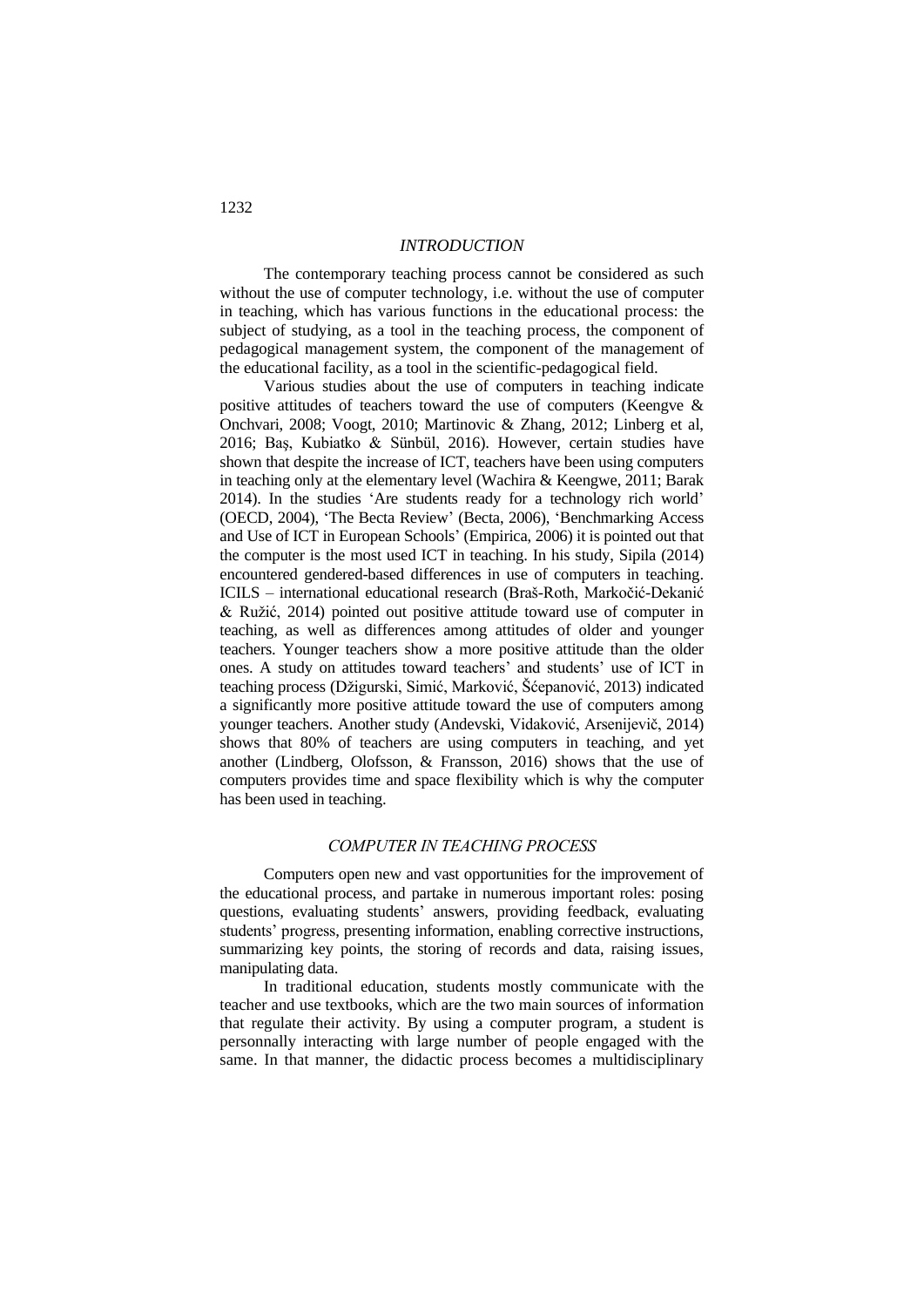## *INTRODUCTION*

The contemporary teaching process cannot be considered as such without the use of computer technology, i.e. without the use of computer in teaching, which has various functions in the educational process: the subject of studying, as a tool in the teaching process, the component of pedagogical management system, the component of the management of the educational facility, as a tool in the scientific-pedagogical field.

Various studies about the use of computers in teaching indicate positive attitudes of teachers toward the use of computers (Keengve & Onchvari, 2008; Voogt, 2010; Martinovic & Zhang, 2012; Linberg et al, 2016; Baş, Kubiatko & Sünbül, 2016). However, certain studies have shown that despite the increase of ICT, teachers have been using computers in teaching only at the elementary level (Wachira & Keengwe, 2011; Barak 2014). In the studies 'Are students ready for a technology rich world' (OECD, 2004), 'The Becta Review' (Becta, 2006), 'Benchmarking Access and Use of ICT in European Schools' (Empirica, 2006) it is pointed out that the computer is the most used ICT in teaching. In his study, Sipila (2014) encountered gendered-based differences in use of computers in teaching. ICILS – international educational research (Braš-Roth, Markočić-Dekanić & Ružić, 2014) pointed out positive attitude toward use of computer in teaching, as well as differences among attitudes of older and younger teachers. Younger teachers show a more positive attitude than the older ones. A study on attitudes toward teachers' and students' use of ICT in teaching process (Džigurski, Simić, Marković, Šćepanović, 2013) indicated a significantly more positive attitude toward the use of computers among younger teachers. Another study (Andevski, Vidaković, Arsenijevič, 2014) shows that 80% of teachers are using computers in teaching, and yet another (Lindberg, Olofsson, & Fransson, 2016) shows that the use of computers provides time and space flexibility which is why the computer has been used in teaching.

## *COMPUTER IN TEACHING PROCESS*

Computers open new and vast opportunities for the improvement of the educational process, and partake in numerous important roles: posing questions, evaluating students' answers, providing feedback, evaluating students' progress, presenting information, enabling corrective instructions, summarizing key points, the storing of records and data, raising issues, manipulating data.

In traditional education, students mostly communicate with the teacher and use textbooks, which are the two main sources of information that regulate their activity. By using a computer program, a student is personnally interacting with large number of people engaged with the same. In that manner, the didactic process becomes a multidisciplinary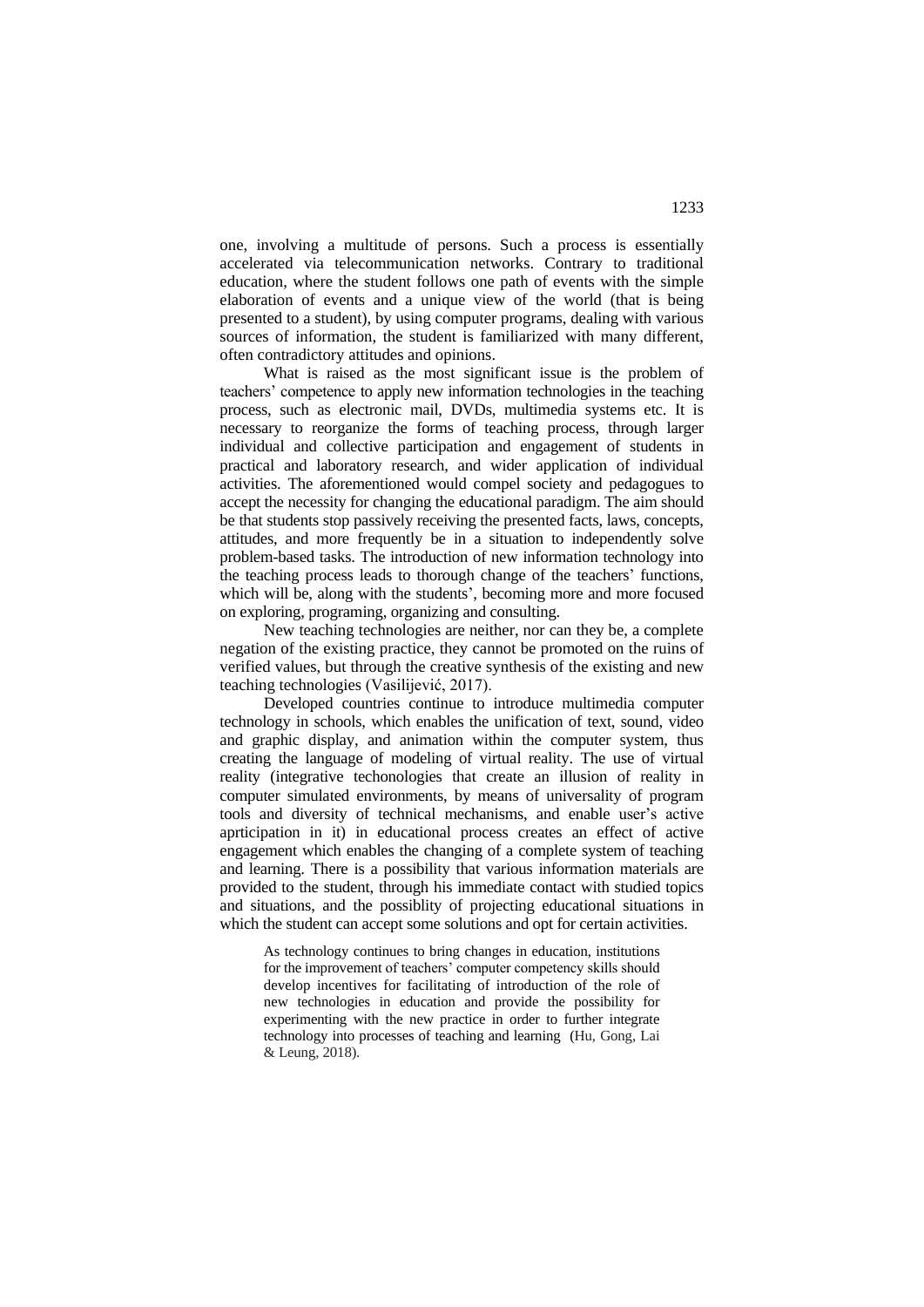one, involving a multitude of persons. Such a process is essentially accelerated via telecommunication networks. Contrary to traditional education, where the student follows one path of events with the simple elaboration of events and a unique view of the world (that is being presented to a student), by using computer programs, dealing with various sources of information, the student is familiarized with many different, often contradictory attitudes and opinions.

What is raised as the most significant issue is the problem of teachers' competence to apply new information technologies in the teaching process, such as electronic mail, DVDs, multimedia systems etc. It is necessary to reorganize the forms of teaching process, through larger individual and collective participation and engagement of students in practical and laboratory research, and wider application of individual activities. The aforementioned would compel society and pedagogues to accept the necessity for changing the educational paradigm. The aim should be that students stop passively receiving the presented facts, laws, concepts, attitudes, and more frequently be in a situation to independently solve problem-based tasks. The introduction of new information technology into the teaching process leads to thorough change of the teachers' functions, which will be, along with the students', becoming more and more focused on exploring, programing, organizing and consulting.

New teaching technologies are neither, nor can they be, a complete negation of the existing practice, they cannot be promoted on the ruins of verified values, but through the creative synthesis of the existing and new teaching technologies (Vasilijević, 2017).

Developed countries continue to introduce multimedia computer technology in schools, which enables the unification of text, sound, video and graphic display, and animation within the computer system, thus creating the language of modeling of virtual reality. The use of virtual reality (integrative techonologies that create an illusion of reality in computer simulated environments, by means of universality of program tools and diversity of technical mechanisms, and enable user's active apritcipation in it) in educational process creates an effect of active engagement which enables the changing of a complete system of teaching and learning. There is a possibility that various information materials are provided to the student, through his immediate contact with studied topics and situations, and the possiblity of projecting educational situations in which the student can accept some solutions and opt for certain activities.

> As technology continues to bring changes in education, institutions for the improvement of teachers' computer competency skills should develop incentives for facilitating of introduction of the role of new technologies in education and provide the possibility for experimenting with the new practice in order to further integrate technology into processes of teaching and learning (Hu, Gong, Lai & Leung, 2018).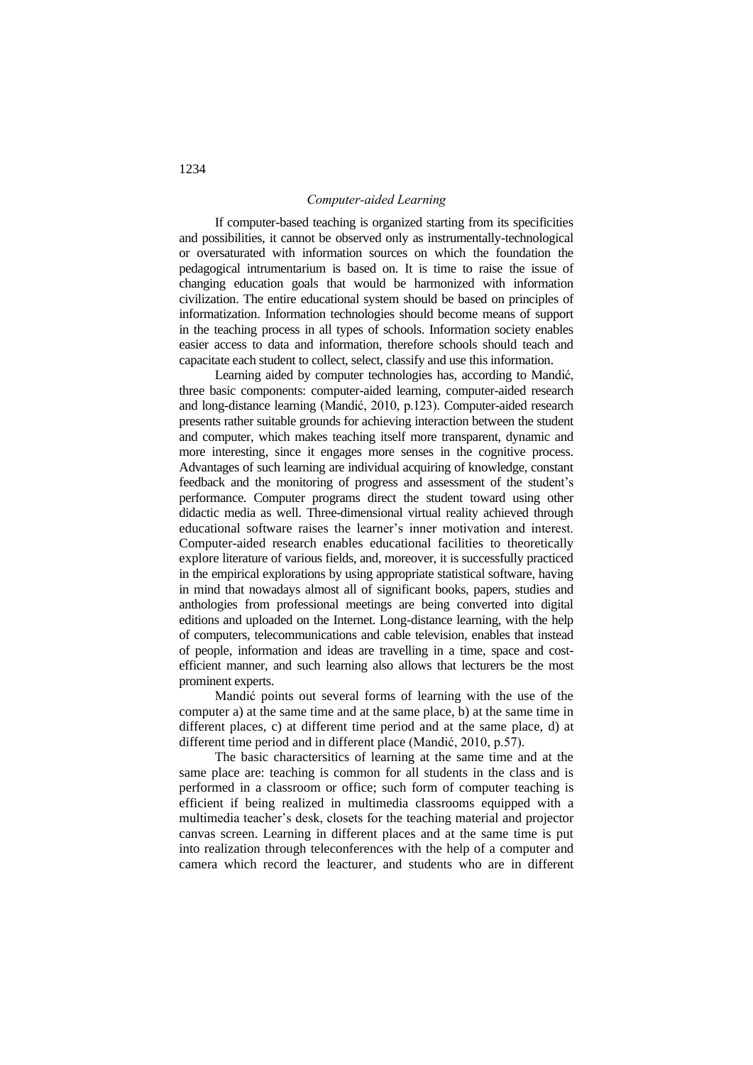*Computer-aided Learning*

If computer-based teaching is organized starting from its specificities and possibilities, it cannot be observed only as instrumentally-technological or oversaturated with information sources on which the foundation the pedagogical intrumentarium is based on. It is time to raise the issue of changing education goals that would be harmonized with information civilization. The entire educational system should be based on principles of informatization. Information technologies should become means of support in the teaching process in all types of schools. Information society enables easier access to data and information, therefore schools should teach and capacitate each student to collect, select, classify and use this information.

Learning aided by computer technologies has, according to Mandić, three basic components: computer-aided learning, computer-aided research and long-distance learning (Mandić, 2010, p.123). Computer-aided research presents rather suitable grounds for achieving interaction between the student and computer, which makes teaching itself more transparent, dynamic and more interesting, since it engages more senses in the cognitive process. Advantages of such learning are individual acquiring of knowledge, constant feedback and the monitoring of progress and assessment of the student's performance. Computer programs direct the student toward using other didactic media as well. Three-dimensional virtual reality achieved through educational software raises the learner's inner motivation and interest. Computer-aided research enables educational facilities to theoretically explore literature of various fields, and, moreover, it is successfully practiced in the empirical explorations by using appropriate statistical software, having in mind that nowadays almost all of significant books, papers, studies and anthologies from professional meetings are being converted into digital editions and uploaded on the Internet. Long-distance learning, with the help of computers, telecommunications and cable television, enables that instead of people, information and ideas are travelling in a time, space and cost-efficient manner, and such learning also allows that lecturers be the most prominent experts.

Mandić points out several forms of learning with the use of the computer a) at the same time and at the same place, b) at the same time in different places, c) at different time period and at the same place, d) at different time period and in different place (Mandić, 2010, p.57).

The basic charactersitics of learning at the same time and at the same place are: teaching is common for all students in the class and is performed in a classroom or office; such form of computer teaching is efficient if being realized in multimedia classrooms equipped with a multimedia teacher's desk, closets for the teaching material and projector canvas screen. Learning in different places and at the same time is put into realization through teleconferences with the help of a computer and camera which record the leacturer, and students who are in different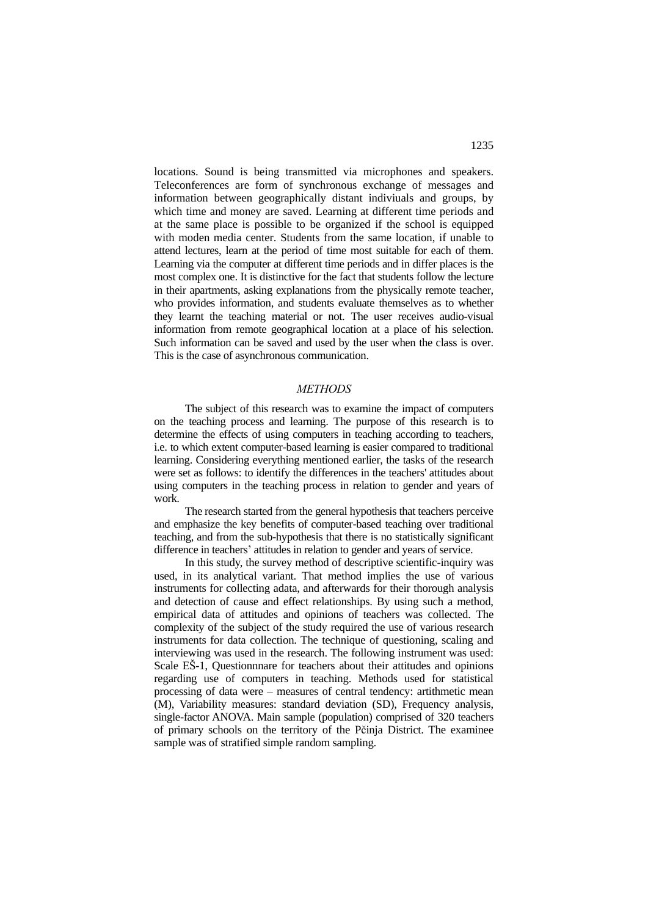locations. Sound is being transmitted via microphones and speakers. Teleconferences are form of synchronous exchange of messages and information between geographically distant indiviuals and groups, by which time and money are saved. Learning at different time periods and at the same place is possible to be organized if the school is equipped with moden media center. Students from the same location, if unable to attend lectures, learn at the period of time most suitable for each of them. Learning via the computer at different time periods and in differ places is the most complex one. It is distinctive for the fact that students follow the lecture in their apartments, asking explanations from the physically remote teacher, who provides information, and students evaluate themselves as to whether they learnt the teaching material or not. The user receives audio-visual information from remote geographical location at a place of his selection. Such information can be saved and used by the user when the class is over. This is the case of asynchronous communication.

## *METHODS*

The subject of this research was to examine the impact of computers on the teaching process and learning. The purpose of this research is to determine the effects of using computers in teaching according to teachers, i.e. to which extent computer-based learning is easier compared to traditional learning. Considering everything mentioned earlier, the tasks of the research were set as follows: to identify the differences in the teachers' attitudes about using computers in the teaching process in relation to gender and years of work.

The research started from the general hypothesis that teachers perceive and emphasize the key benefits of computer-based teaching over traditional teaching, and from the sub-hypothesis that there is no statistically significant difference in teachers' attitudes in relation to gender and years of service.

In this study, the survey method of descriptive scientific-inquiry was used, in its analytical variant. That method implies the use of various instruments for collecting adata, and afterwards for their thorough analysis and detection of cause and effect relationships. By using such a method, empirical data of attitudes and opinions of teachers was collected. The complexity of the subject of the study required the use of various research instruments for data collection. The technique of questioning, scaling and interviewing was used in the research. The following instrument was used: Scale EŠ-1, Questionnnare for teachers about their attitudes and opinions regarding use of computers in teaching. Methods used for statistical processing of data were – measures of central tendency: artithmetic mean (M), Variability measures: standard deviation (SD), Frequency analysis, single-factor ANOVA. Main sample (population) comprised of 320 teachers of primary schools on the territory of the Pčinja District. The examinee sample was of stratified simple random sampling.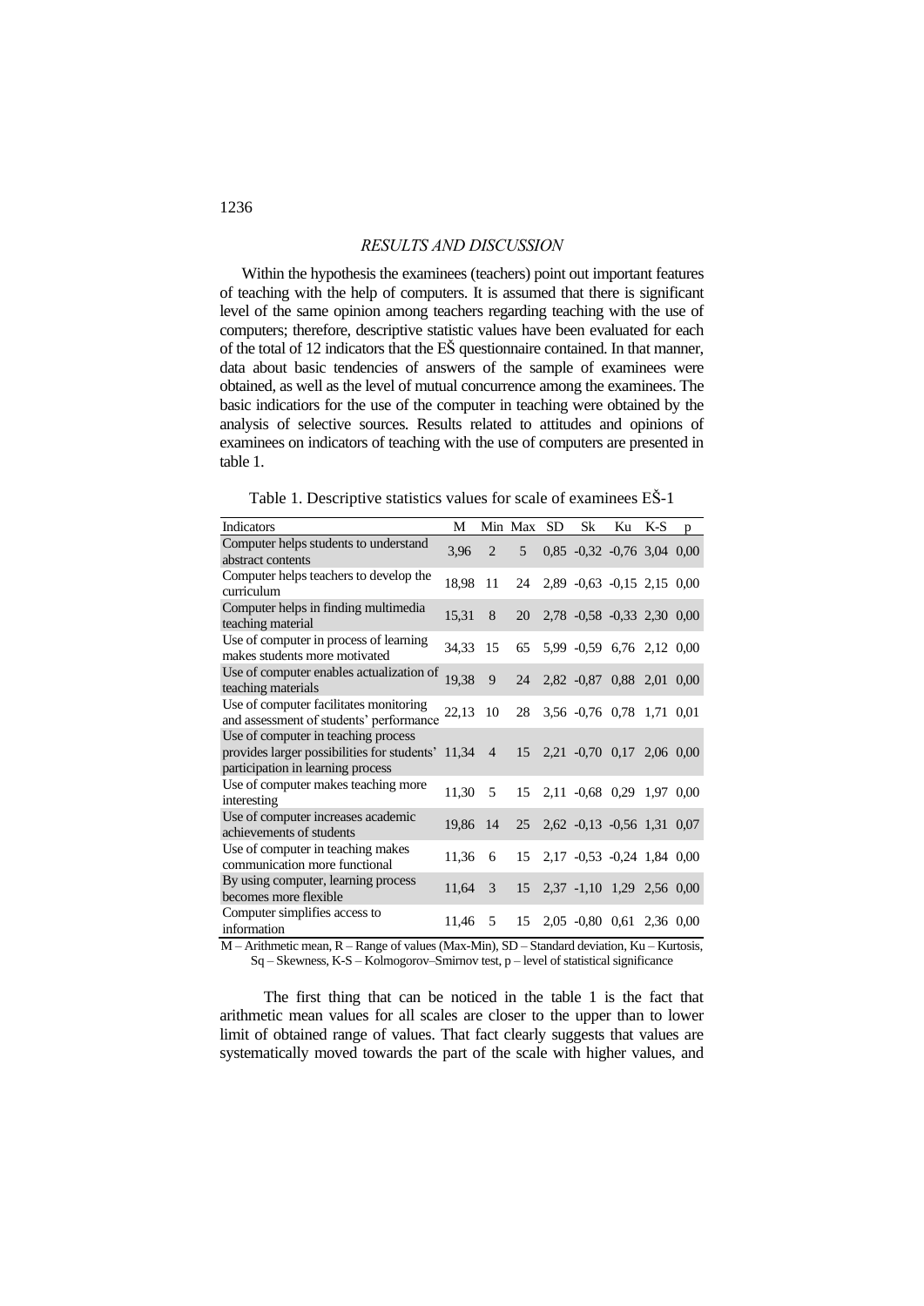## RESULTS AND DISCUSSION

Within the hypothesis the examinees (teachers) point out important features of teaching with the help of computers. It is assumed that there is significant level of the same opinion among teachers regarding teaching with the use of computers; therefore, descriptive statistic values have been evaluated for each of the total of 12 indicators that the EŠ questionnaire contained. In that manner, data about basic tendencies of answers of the sample of examinees were obtained, as well as the level of mutual concurrence among the examinees. The basic indications for the use of the computer in teaching were obtained by the analysis of selective sources. Results related to attitudes and opinions of examinees on indicators of teaching with the use of computers are presented in table 1.

Table 1. Descriptive statistics values for scale of examinees EŠ-1

| Indicators | M | Min | Max | SD | Sk | Ku | K-S | p |
|---|---|---|---|---|---|---|---|---|
| Computer helps students to understand abstract contents | 3,96 | 2 | 5 | 0,85 | -0,32 | -0,76 | 3,04 | 0,00 |
| Computer helps teachers to develop the curriculum | 18,98 | 11 | 24 | 2,89 | -0,63 | -0,15 | 2,15 | 0,00 |
| Computer helps in finding multimedia teaching material | 15,31 | 8 | 20 | 2,78 | -0,58 | -0,33 | 2,30 | 0,00 |
| Use of computer in process of learning makes students more motivated | 34,33 | 15 | 65 | 5,99 | -0,59 | 6,76 | 2,12 | 0,00 |
| Use of computer enables actualization of teaching materials | 19,38 | 9 | 24 | 2,82 | -0,87 | 0,88 | 2,01 | 0,00 |
| Use of computer facilitates monitoring and assessment of students' performance | 22,13 | 10 | 28 | 3,56 | -0,76 | 0,78 | 1,71 | 0,01 |
| Use of computer in teaching process provides larger possibilities for students' participation in learning process | 11,34 | 4 | 15 | 2,21 | -0,70 | 0,17 | 2,06 | 0,00 |
| Use of computer makes teaching more interesting | 11,30 | 5 | 15 | 2,11 | -0,68 | 0,29 | 1,97 | 0,00 |
| Use of computer increases academic achievements of students | 19,86 | 14 | 25 | 2,62 | -0,13 | -0,56 | 1,31 | 0,07 |
| Use of computer in teaching makes communication more functional | 11,36 | 6 | 15 | 2,17 | -0,53 | -0,24 | 1,84 | 0,00 |
| By using computer, learning process becomes more flexible | 11,64 | 3 | 15 | 2,37 | -1,10 | 1,29 | 2,56 | 0,00 |
| Computer simplifies access to information | 11,46 | 5 | 15 | 2,05 | -0,80 | 0,61 | 2,36 | 0,00 |

M – Arithmetic mean, R – Range of values (Max-Min), SD – Standard deviation, Ku – Kurtosis, Sq – Skewness, K-S – Kolmogorov–Smirnov test, p – level of statistical significance

The first thing that can be noticed in the table 1 is the fact that arithmetic mean values for all scales are closer to the upper than to lower limit of obtained range of values. That fact clearly suggests that values are systematically moved towards the part of the scale with higher values, and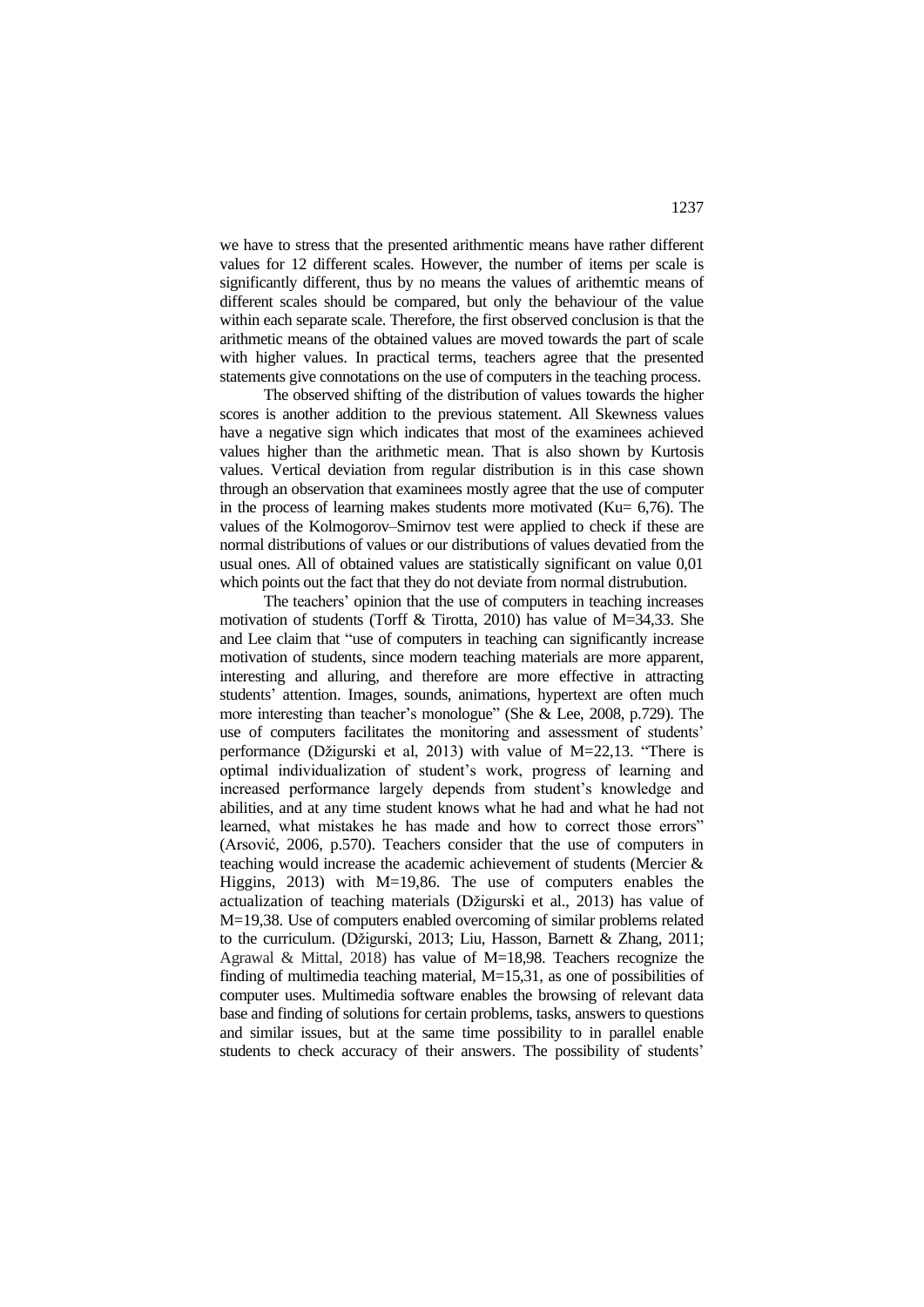we have to stress that the presented arithmentic means have rather different values for 12 different scales. However, the number of items per scale is significantly different, thus by no means the values of arithemtic means of different scales should be compared, but only the behaviour of the value within each separate scale. Therefore, the first observed conclusion is that the arithmetic means of the obtained values are moved towards the part of scale with higher values. In practical terms, teachers agree that the presented statements give connotations on the use of computers in the teaching process.

The observed shifting of the distribution of values towards the higher scores is another addition to the previous statement. All Skewness values have a negative sign which indicates that most of the examinees achieved values higher than the arithmetic mean. That is also shown by Kurtosis values. Vertical deviation from regular distribution is in this case shown through an observation that examinees mostly agree that the use of computer in the process of learning makes students more motivated (Ku= 6,76). The values of the Kolmogorov–Smirnov test were applied to check if these are normal distributions of values or our distributions of values devatied from the usual ones. All of obtained values are statistically significant on value 0,01 which points out the fact that they do not deviate from normal distrubution.

The teachers' opinion that the use of computers in teaching increases motivation of students (Torff & Tirotta, 2010) has value of M=34,33. She and Lee claim that "use of computers in teaching can significantly increase motivation of students, since modern teaching materials are more apparent, interesting and alluring, and therefore are more effective in attracting students' attention. Images, sounds, animations, hypertext are often much more interesting than teacher's monologue" (She & Lee, 2008, p.729). The use of computers facilitates the monitoring and assessment of students' performance (Džigurski et al, 2013) with value of M=22,13. "There is optimal individualization of student's work, progress of learning and increased performance largely depends from student's knowledge and abilities, and at any time student knows what he had and what he had not learned, what mistakes he has made and how to correct those errors" (Arsović, 2006, p.570). Teachers consider that the use of computers in teaching would increase the academic achievement of students (Mercier & Higgins, 2013) with M=19,86. The use of computers enables the actualization of teaching materials (Džigurski et al., 2013) has value of M=19,38. Use of computers enabled overcoming of similar problems related to the curriculum. (Džigurski, 2013; Liu, Hasson, Barnett & Zhang, 2011; Agrawal & Mittal, 2018) has value of M=18,98. Teachers recognize the finding of multimedia teaching material, M=15,31, as one of possibilities of computer uses. Multimedia software enables the browsing of relevant data base and finding of solutions for certain problems, tasks, answers to questions and similar issues, but at the same time possibility to in parallel enable students to check accuracy of their answers. The possibility of students'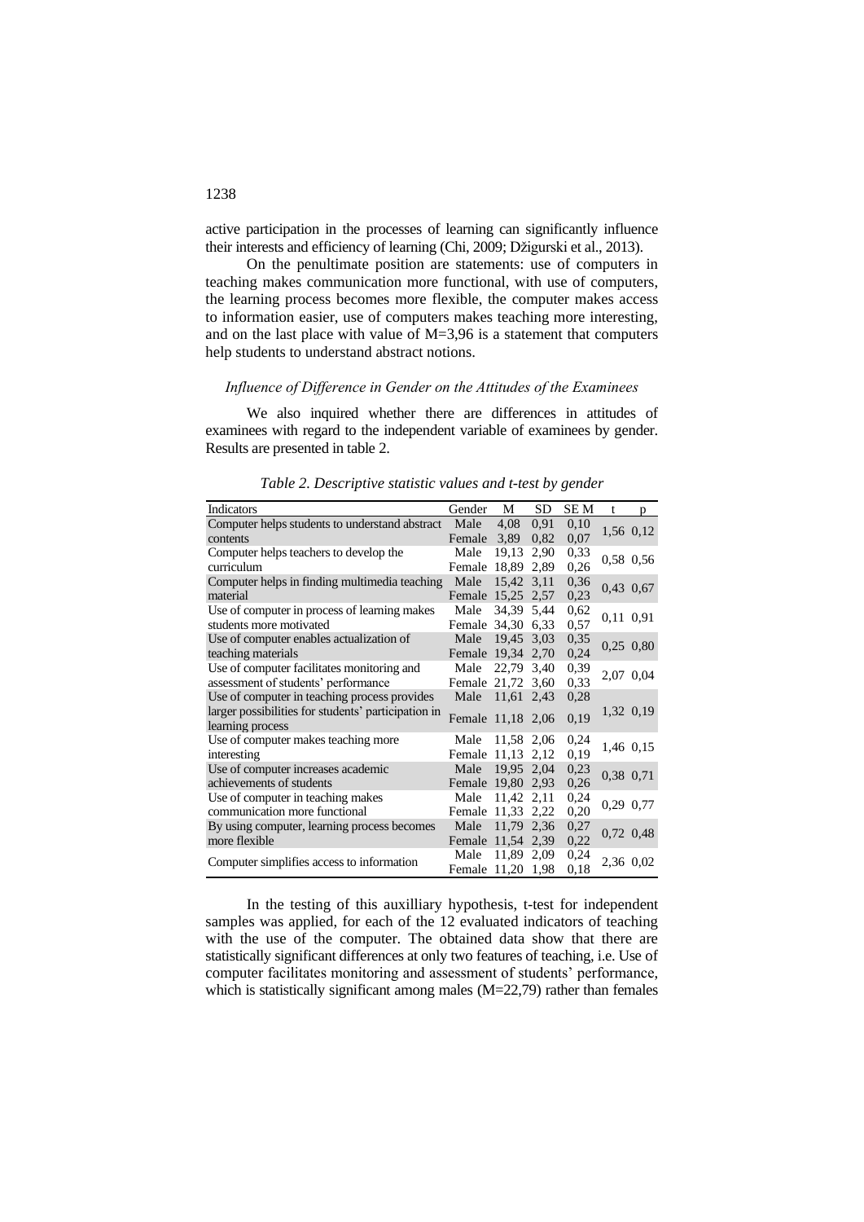active participation in the processes of learning can significantly influence their interests and efficiency of learning (Chi, 2009; Džigurski et al., 2013).

On the penultimate position are statements: use of computers in teaching makes communication more functional, with use of computers, the learning process becomes more flexible, the computer makes access to information easier, use of computers makes teaching more interesting, and on the last place with value of M=3,96 is a statement that computers help students to understand abstract notions.

### *Influence of Difference in Gender on the Attitudes of the Examinees*

We also inquired whether there are differences in attitudes of examinees with regard to the independent variable of examinees by gender. Results are presented in table 2.

*Table 2. Descriptive statistic values and t-test by gender*

| Indicators | Gender | M | SD | SE M | t | p |
|---|---|---|---|---|---|---|
| Computer helps students to understand abstract contents | Male | 4,08 | 0,91 | 0,10 | 1,56 | 0,12 |
| | Female | 3,89 | 0,82 | 0,07 | | |
| Computer helps teachers to develop the curriculum | Male | 19,13 | 2,90 | 0,33 | 0,58 | 0,56 |
| | Female | 18,89 | 2,89 | 0,26 | | |
| Computer helps in finding multimedia teaching material | Male | 15,42 | 3,11 | 0,36 | 0,43 | 0,67 |
| | Female | 15,25 | 2,57 | 0,23 | | |
| Use of computer in process of learning makes students more motivated | Male | 34,39 | 5,44 | 0,62 | 0,11 | 0,91 |
| | Female | 34,30 | 6,33 | 0,57 | | |
| Use of computer enables actualization of teaching materials | Male | 19,45 | 3,03 | 0,35 | 0,25 | 0,80 |
| | Female | 19,34 | 2,70 | 0,24 | | |
| Use of computer facilitates monitoring and assessment of students' performance | Male | 22,79 | 3,40 | 0,39 | 2,07 | 0,04 |
| | Female | 21,72 | 3,60 | 0,33 | | |
| Use of computer in teaching process provides larger possibilities for students' participation in learning process | Male | 11,61 | 2,43 | 0,28 | 1,32 | 0,19 |
| | Female | 11,18 | 2,06 | 0,19 | | |
| Use of computer makes teaching more interesting | Male | 11,58 | 2,06 | 0,24 | 1,46 | 0,15 |
| | Female | 11,13 | 2,12 | 0,19 | | |
| Use of computer increases academic achievements of students | Male | 19,95 | 2,04 | 0,23 | 0,38 | 0,71 |
| | Female | 19,80 | 2,93 | 0,26 | | |
| Use of computer in teaching makes communication more functional | Male | 11,42 | 2,11 | 0,24 | 0,29 | 0,77 |
| | Female | 11,33 | 2,22 | 0,20 | | |
| By using computer, learning process becomes more flexible | Male | 11,79 | 2,36 | 0,27 | 0,72 | 0,48 |
| | Female | 11,54 | 2,39 | 0,22 | | |
| Computer simplifies access to information | Male | 11,89 | 2,09 | 0,24 | 2,36 | 0,02 |
| | Female | 11,20 | 1,98 | 0,18 | | |

In the testing of this auxilliary hypothesis, t-test for independent samples was applied, for each of the 12 evaluated indicators of teaching with the use of the computer. The obtained data show that there are statistically significant differences at only two features of teaching, i.e. Use of computer facilitates monitoring and assessment of students' performance, which is statistically significant among males (M=22,79) rather than females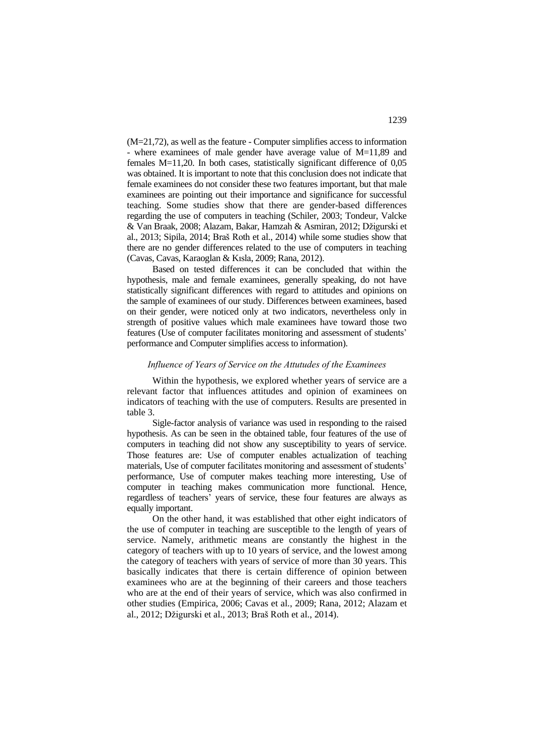(M=21,72), as well as the feature - Computer simplifies access to information - where examinees of male gender have average value of M=11,89 and females M=11,20. In both cases, statistically significant difference of 0,05 was obtained. It is important to note that this conclusion does not indicate that female examinees do not consider these two features important, but that male examinees are pointing out their importance and significance for successful teaching. Some studies show that there are gender-based differences regarding the use of computers in teaching (Schiler, 2003; Tondeur, Valcke & Van Braak, 2008; Alazam, Bakar, Hamzah & Asmiran, 2012; Džigurski et al., 2013; Sipila, 2014; Braš Roth et al., 2014) while some studies show that there are no gender differences related to the use of computers in teaching (Cavas, Cavas, Karaoglan & Kısla, 2009; Rana, 2012).

Based on tested differences it can be concluded that within the hypothesis, male and female examinees, generally speaking, do not have statistically significant differences with regard to attitudes and opinions on the sample of examinees of our study. Differences between examinees, based on their gender, were noticed only at two indicators, nevertheless only in strength of positive values which male examinees have toward those two features (Use of computer facilitates monitoring and assessment of students' performance and Computer simplifies access to information).

### *Influence of Years of Service on the Attutudes of the Examinees*

Within the hypothesis, we explored whether years of service are a relevant factor that influences attitudes and opinion of examinees on indicators of teaching with the use of computers. Results are presented in table 3.

Sigle-factor analysis of variance was used in responding to the raised hypothesis. As can be seen in the obtained table, four features of the use of computers in teaching did not show any susceptibility to years of service. Those features are: Use of computer enables actualization of teaching materials, Use of computer facilitates monitoring and assessment of students' performance, Use of computer makes teaching more interesting, Use of computer in teaching makes communication more functional. Hence, regardless of teachers' years of service, these four features are always as equally important.

On the other hand, it was established that other eight indicators of the use of computer in teaching are susceptible to the length of years of service. Namely, arithmetic means are constantly the highest in the category of teachers with up to 10 years of service, and the lowest among the category of teachers with years of service of more than 30 years. This basically indicates that there is certain difference of opinion between examinees who are at the beginning of their careers and those teachers who are at the end of their years of service, which was also confirmed in other studies (Empirica, 2006; Cavas et al., 2009; Rana, 2012; Alazam et al., 2012; Džigurski et al., 2013; Braš Roth et al., 2014).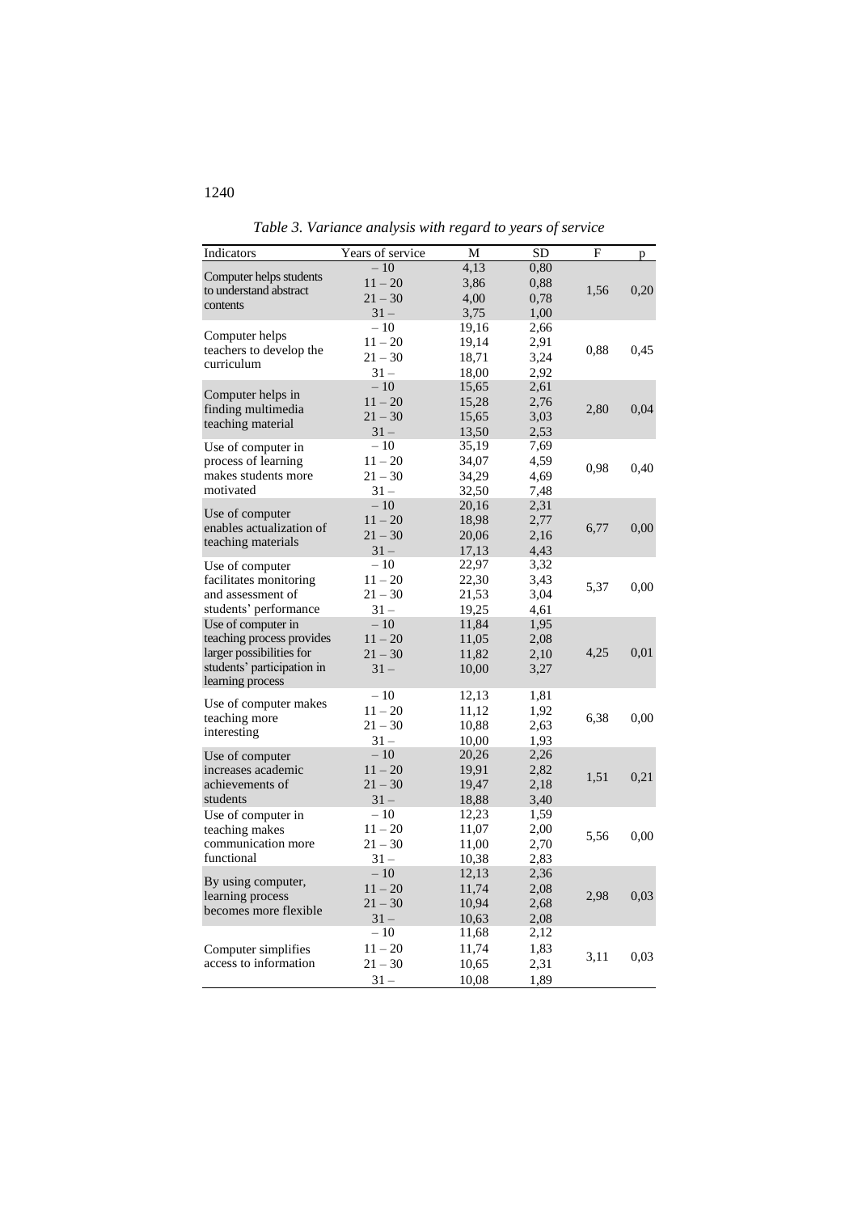*Table 3. Variance analysis with regard to years of service*

| Indicators | Years of service | M | SD | F | p |
|---|---|---|---|---|---|
| Computer helps students to understand abstract contents | – 10 | 4,13 | 0,80 | 1,56 | 0,20 |
| | 11 – 20 | 3,86 | 0,88 | | |
| | 21 – 30 | 4,00 | 0,78 | | |
| | 31 – | 3,75 | 1,00 | | |
| Computer helps teachers to develop the curriculum | – 10 | 19,16 | 2,66 | 0,88 | 0,45 |
| | 11 – 20 | 19,14 | 2,91 | | |
| | 21 – 30 | 18,71 | 3,24 | | |
| | 31 – | 18,00 | 2,92 | | |
| Computer helps in finding multimedia teaching material | – 10 | 15,65 | 2,61 | 2,80 | 0,04 |
| | 11 – 20 | 15,28 | 2,76 | | |
| | 21 – 30 | 15,65 | 3,03 | | |
| | 31 – | 13,50 | 2,53 | | |
| Use of computer in process of learning makes students more motivated | – 10 | 35,19 | 7,69 | 0,98 | 0,40 |
| | 11 – 20 | 34,07 | 4,59 | | |
| | 21 – 30 | 34,29 | 4,69 | | |
| | 31 – | 32,50 | 7,48 | | |
| Use of computer enables actualization of teaching materials | – 10 | 20,16 | 2,31 | 6,77 | 0,00 |
| | 11 – 20 | 18,98 | 2,77 | | |
| | 21 – 30 | 20,06 | 2,16 | | |
| | 31 – | 17,13 | 4,43 | | |
| Use of computer facilitates monitoring and assessment of students' performance | – 10 | 22,97 | 3,32 | 5,37 | 0,00 |
| | 11 – 20 | 22,30 | 3,43 | | |
| | 21 – 30 | 21,53 | 3,04 | | |
| | 31 – | 19,25 | 4,61 | | |
| Use of computer in teaching process provides larger possibilities for students' participation in learning process | – 10 | 11,84 | 1,95 | 4,25 | 0,01 |
| | 11 – 20 | 11,05 | 2,08 | | |
| | 21 – 30 | 11,82 | 2,10 | | |
| | 31 – | 10,00 | 3,27 | | |
| Use of computer makes teaching more interesting | – 10 | 12,13 | 1,81 | 6,38 | 0,00 |
| | 11 – 20 | 11,12 | 1,92 | | |
| | 21 – 30 | 10,88 | 2,63 | | |
| | 31 – | 10,00 | 1,93 | | |
| Use of computer increases academic achievements of students | – 10 | 20,26 | 2,26 | 1,51 | 0,21 |
| | 11 – 20 | 19,91 | 2,82 | | |
| | 21 – 30 | 19,47 | 2,18 | | |
| | 31 – | 18,88 | 3,40 | | |
| Use of computer in teaching makes communication more functional | – 10 | 12,23 | 1,59 | 5,56 | 0,00 |
| | 11 – 20 | 11,07 | 2,00 | | |
| | 21 – 30 | 11,00 | 2,70 | | |
| | 31 – | 10,38 | 2,83 | | |
| By using computer, learning process becomes more flexible | – 10 | 12,13 | 2,36 | 2,98 | 0,03 |
| | 11 – 20 | 11,74 | 2,08 | | |
| | 21 – 30 | 10,94 | 2,68 | | |
| | 31 – | 10,63 | 2,08 | | |
| Computer simplifies access to information | – 10 | 11,68 | 2,12 | 3,11 | 0,03 |
| | 11 – 20 | 11,74 | 1,83 | | |
| | 21 – 30 | 10,65 | 2,31 | | |
| | 31 – | 10,08 | 1,89 | | |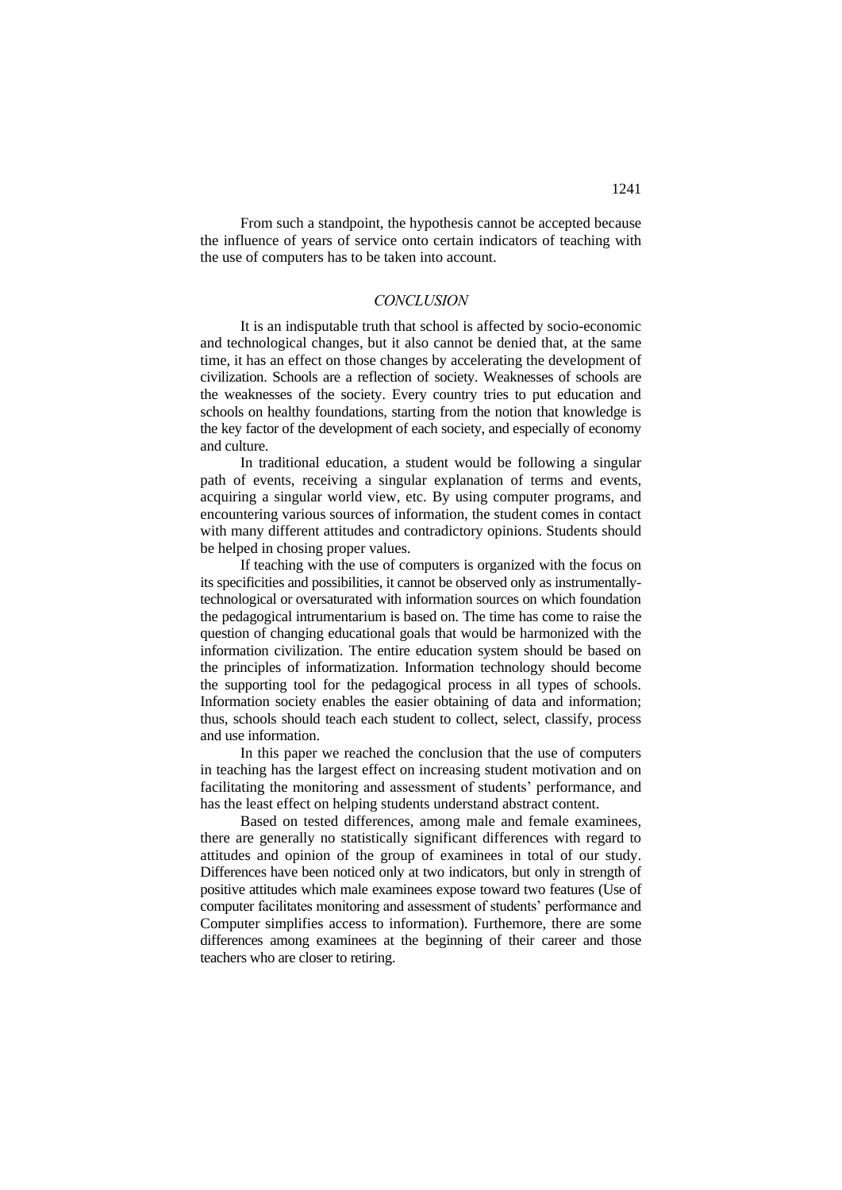From such a standpoint, the hypothesis cannot be accepted because the influence of years of service onto certain indicators of teaching with the use of computers has to be taken into account.

## *CONCLUSION*

It is an indisputable truth that school is affected by socio-economic and technological changes, but it also cannot be denied that, at the same time, it has an effect on those changes by accelerating the development of civilization. Schools are a reflection of society. Weaknesses of schools are the weaknesses of the society. Every country tries to put education and schools on healthy foundations, starting from the notion that knowledge is the key factor of the development of each society, and especially of economy and culture.

In traditional education, a student would be following a singular path of events, receiving a singular explanation of terms and events, acquiring a singular world view, etc. By using computer programs, and encountering various sources of information, the student comes in contact with many different attitudes and contradictory opinions. Students should be helped in chosing proper values.

If teaching with the use of computers is organized with the focus on its specificities and possibilities, it cannot be observed only as instrumentally-technological or oversaturated with information sources on which foundation the pedagogical intrumentarium is based on. The time has come to raise the question of changing educational goals that would be harmonized with the information civilization. The entire education system should be based on the principles of informatization. Information technology should become the supporting tool for the pedagogical process in all types of schools. Information society enables the easier obtaining of data and information; thus, schools should teach each student to collect, select, classify, process and use information.

In this paper we reached the conclusion that the use of computers in teaching has the largest effect on increasing student motivation and on facilitating the monitoring and assessment of students' performance, and has the least effect on helping students understand abstract content.

Based on tested differences, among male and female examinees, there are generally no statistically significant differences with regard to attitudes and opinion of the group of examinees in total of our study. Differences have been noticed only at two indicators, but only in strength of positive attitudes which male examinees expose toward two features (Use of computer facilitates monitoring and assessment of students' performance and Computer simplifies access to information). Furthemore, there are some differences among examinees at the beginning of their career and those teachers who are closer to retiring.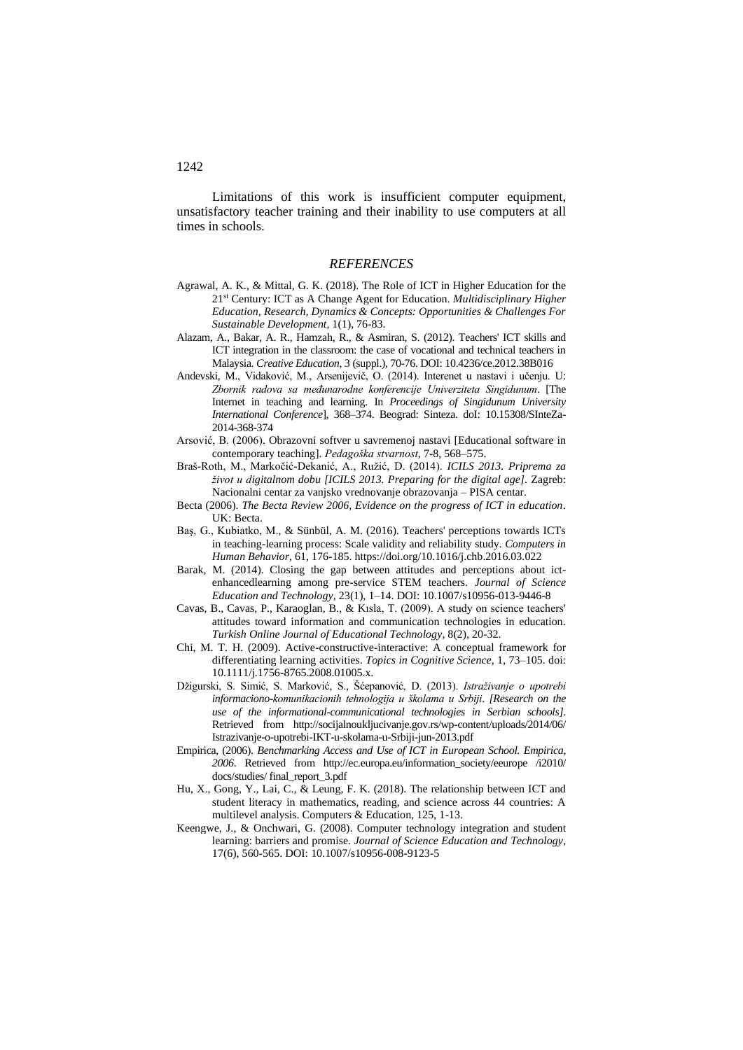Limitations of this work is insufficient computer equipment, unsatisfactory teacher training and their inability to use computers at all times in schools.

## *REFERENCES*

Agrawal, A. K., & Mittal, G. K. (2018). The Role of ICT in Higher Education for the 21st Century: ICT as A Change Agent for Education. *Multidisciplinary Higher Education, Research, Dynamics & Concepts: Opportunities & Challenges For Sustainable Development*, 1(1), 76-83.

Alazam, A., Bakar, A. R., Hamzah, R., & Asmiran, S. (2012). Teachers' ICT skills and ICT integration in the classroom: the case of vocational and technical teachers in Malaysia. *Creative Education*, 3 (suppl.), 70-76. DOI: 10.4236/ce.2012.38B016

Anđevski, M., Vidaković, M., Arsenijevič, O. (2014). Interenet u nastavi i učenju. U: *Zbornik radova sa međunarodne konferencije Univerziteta Singidunum*. [The Internet in teaching and learning. In *Proceedings of Singidunum University International Conference*], 368–374. Beograd: Sinteza. doI: 10.15308/SInteZa-2014-368-374

Arsović, B. (2006). Obrazovni softver u savremenoj nastavi [Educational software in contemporary teaching]. *Pedagoška stvarnost*, 7-8, 568–575.

Braš-Roth, M., Markočić-Dekanić, A., Ružić, D. (2014). *ICILS 2013. Priprema za život u digitalnom dobu [ICILS 2013. Preparing for the digital age]*. Zagreb: Nacionalni centar za vanjsko vrednovanje obrazovanja – PISA centar.

Becta (2006). *The Becta Review 2006, Evidence on the progress of ICT in education*. UK: Becta.

Baş, G., Kubiatko, M., & Sünbül, A. M. (2016). Teachers' perceptions towards ICTs in teaching-learning process: Scale validity and reliability study. *Computers in Human Behavior*, 61, 176-185. https://doi.org/10.1016/j.chb.2016.03.022

Barak, M. (2014). Closing the gap between attitudes and perceptions about ict-enhancedlearning among pre-service STEM teachers. *Journal of Science Education and Technology*, 23(1), 1–14. DOI: 10.1007/s10956-013-9446-8

Cavas, B., Cavas, P., Karaoglan, B., & Kısla, T. (2009). A study on science teachers' attitudes toward information and communication technologies in education. *Turkish Online Journal of Educational Technology*, 8(2), 20-32.

Chi, M. T. H. (2009). Active-constructive-interactive: A conceptual framework for differentiating learning activities. *Topics in Cognitive Science*, 1, 73–105. doi: 10.1111/j.1756-8765.2008.01005.x.

Džigurski, S. Simić, S. Marković, S., Šćepanović, D. (2013). *Istraživanje o upotrebi informaciono-komunikacionih tehnologija u školama u Srbiji. [Research on the use of the informational-communicational technologies in Serbian schools].* Retrieved from http://socijalnoukljucivanje.gov.rs/wp-content/uploads/2014/06/ Istrazivanje-o-upotrebi-IKT-u-skolama-u-Srbiji-jun-2013.pdf

Empirica, (2006). *Benchmarking Access and Use of ICT in European School. Empirica, 2006*. Retrieved from http://ec.europa.eu/information_society/eeurope /i2010/ docs/studies/ final_report_3.pdf

Hu, X., Gong, Y., Lai, C., & Leung, F. K. (2018). The relationship between ICT and student literacy in mathematics, reading, and science across 44 countries: A multilevel analysis. Computers & Education, 125, 1-13.

Keengwe, J., & Onchwari, G. (2008). Computer technology integration and student learning: barriers and promise. *Journal of Science Education and Technology*, 17(6), 560-565. DOI: 10.1007/s10956-008-9123-5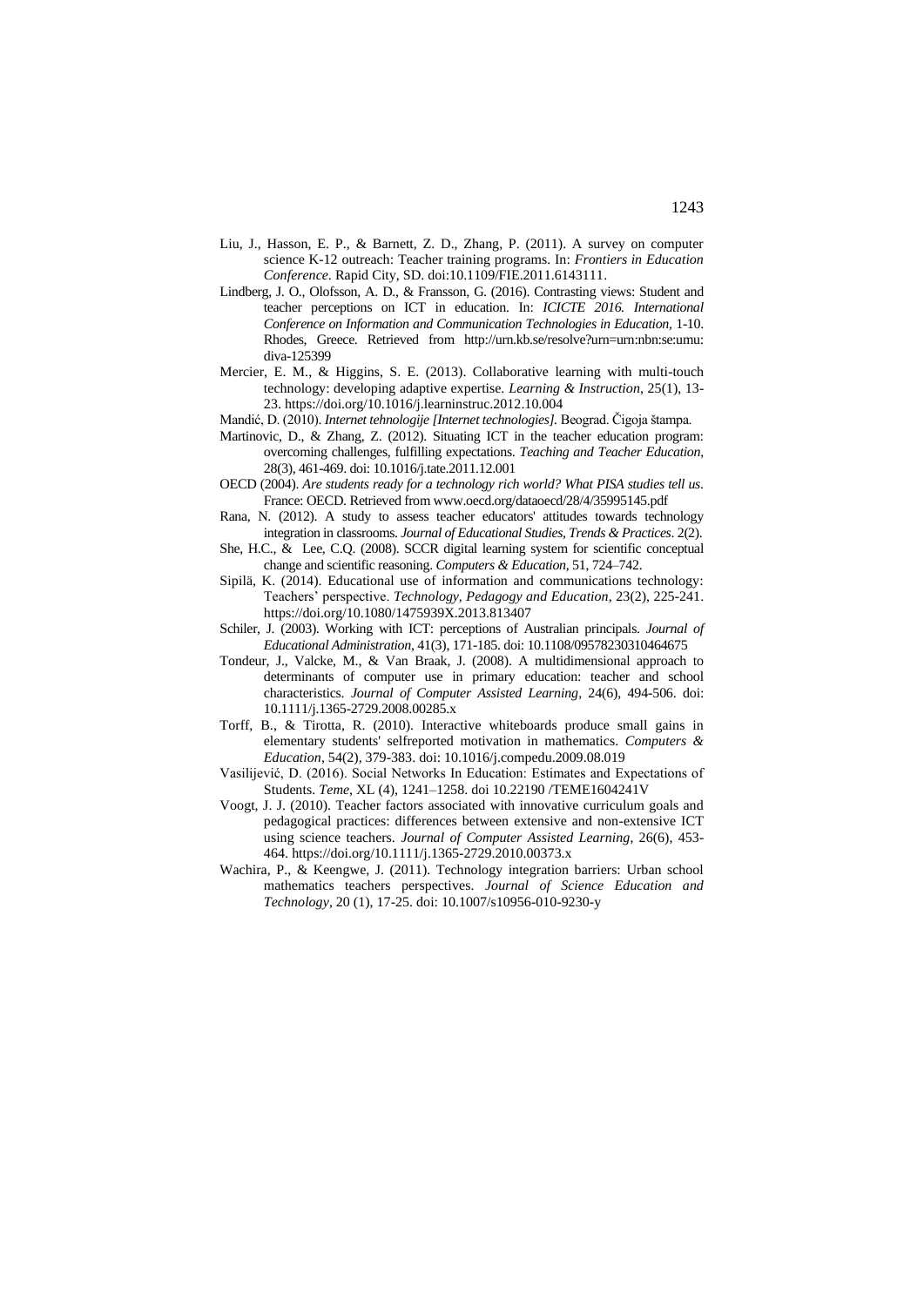Liu, J., Hasson, E. P., & Barnett, Z. D., Zhang, P. (2011). A survey on computer science K-12 outreach: Teacher training programs. In: *Frontiers in Education Conference*. Rapid City, SD. doi:10.1109/FIE.2011.6143111.

Lindberg, J. O., Olofsson, A. D., & Fransson, G. (2016). Contrasting views: Student and teacher perceptions on ICT in education. In: *ICICTE 2016. International Conference on Information and Communication Technologies in Education*, 1-10. Rhodes, Greece. Retrieved from http://urn.kb.se/resolve?urn=urn:nbn:se:umu:diva-125399

Mercier, E. M., & Higgins, S. E. (2013). Collaborative learning with multi-touch technology: developing adaptive expertise. *Learning & Instruction*, 25(1), 13-23. https://doi.org/10.1016/j.learninstruc.2012.10.004

Mandić, D. (2010). *Internet tehnologije [Internet technologies]*. Beograd. Čigoja štampa.

Martinovic, D., & Zhang, Z. (2012). Situating ICT in the teacher education program: overcoming challenges, fulfilling expectations. *Teaching and Teacher Education*, 28(3), 461-469. doi: 10.1016/j.tate.2011.12.001

OECD (2004). *Are students ready for a technology rich world? What PISA studies tell us*. France: OECD. Retrieved from www.oecd.org/dataoecd/28/4/35995145.pdf

Rana, N. (2012). A study to assess teacher educators' attitudes towards technology integration in classrooms. *Journal of Educational Studies, Trends & Practices*. 2(2).

She, H.C., & Lee, C.Q. (2008). SCCR digital learning system for scientific conceptual change and scientific reasoning. *Computers & Education*, 51, 724–742.

Sipilä, K. (2014). Educational use of information and communications technology: Teachers' perspective. *Technology, Pedagogy and Education*, 23(2), 225-241. https://doi.org/10.1080/1475939X.2013.813407

Schiler, J. (2003). Working with ICT: perceptions of Australian principals. *Journal of Educational Administration*, 41(3), 171-185. doi: 10.1108/09578230310464675

Tondeur, J., Valcke, M., & Van Braak, J. (2008). A multidimensional approach to determinants of computer use in primary education: teacher and school characteristics. *Journal of Computer Assisted Learning*, 24(6), 494-506. doi: 10.1111/j.1365-2729.2008.00285.x

Torff, B., & Tirotta, R. (2010). Interactive whiteboards produce small gains in elementary students' selfreported motivation in mathematics. *Computers & Education*, 54(2), 379-383. doi: 10.1016/j.compedu.2009.08.019

Vasilijević, D. (2016). Social Networks In Education: Estimates and Expectations of Students. *Teme*, XL (4), 1241–1258. doi 10.22190 /TEME1604241V

Voogt, J. J. (2010). Teacher factors associated with innovative curriculum goals and pedagogical practices: differences between extensive and non-extensive ICT using science teachers. *Journal of Computer Assisted Learning*, 26(6), 453-464. https://doi.org/10.1111/j.1365-2729.2010.00373.x

Wachira, P., & Keengwe, J. (2011). Technology integration barriers: Urban school mathematics teachers perspectives. *Journal of Science Education and Technology*, 20 (1), 17-25. doi: 10.1007/s10956-010-9230-y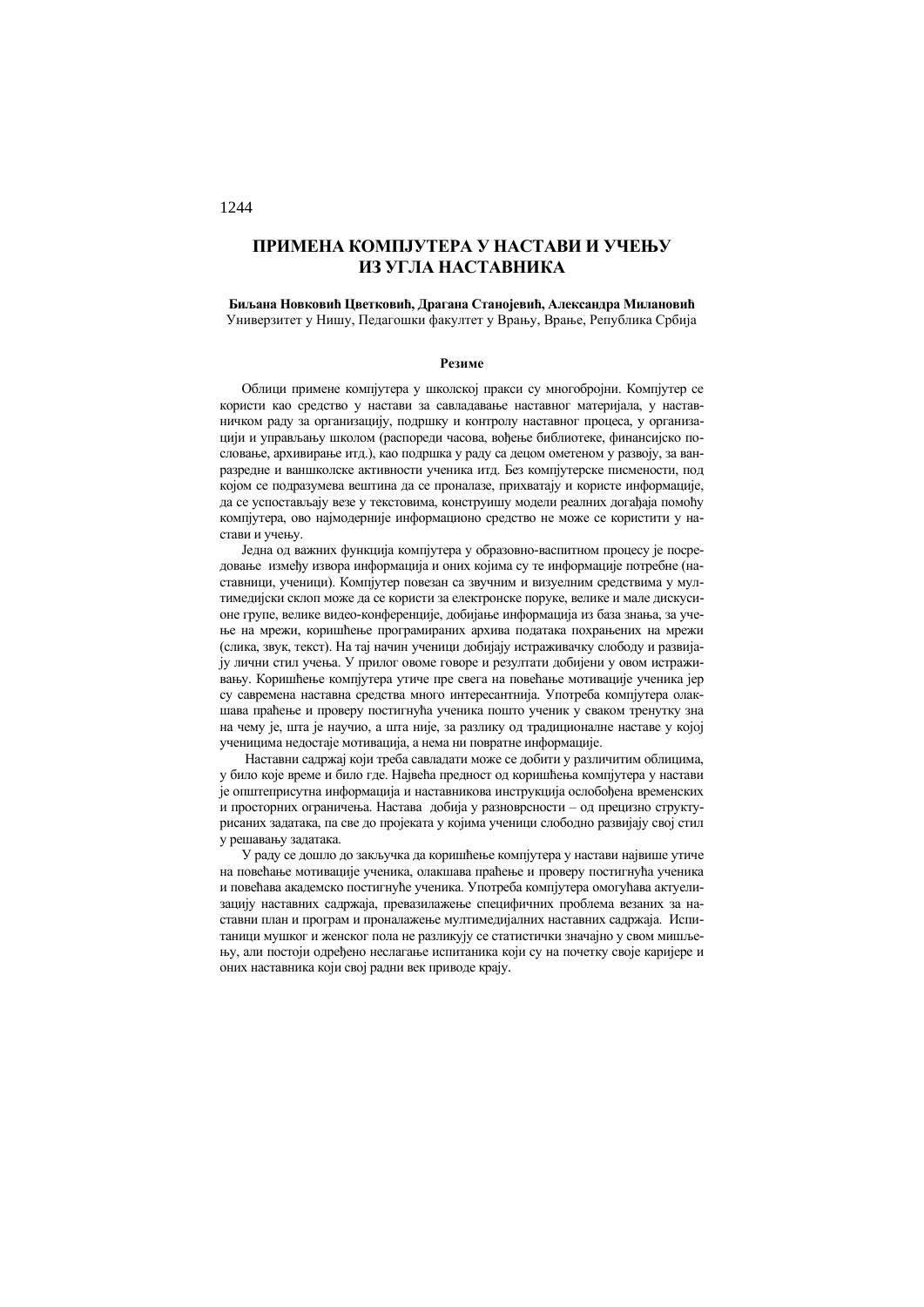# ПРИМЕНА КОМПЈУТЕРА У НАСТАВИ И УЧЕЊУ ИЗ УГЛА НАСТАВНИКА

**Биљана Новковић Цветковић, Драгана Станојевић, Александра Милановић**
Универзитет у Нишу, Педагошки факултет у Врању, Врање, Република Србија

**Резиме**

Облици примене компјутера у школској пракси су многобројни. Компјутер се користи као средство у настави за савладавање наставног материјала, у наставничком раду за организацију, подршку и контролу наставног процеса, у организацији и управљању школом (распореди часова, вођење библиотеке, финансијско пословање, архивирање итд.), као подршка у раду са децом ометеном у развоју, за ванразредне и ваншколске активности ученика итд. Без компјутерске писмености, под којом се подразумева вештина да се проналазе, прихватају и користе информације, да се успостављају везе у текстовима, конструишу модели реалних догађаја помоћу компјутера, ово најмодерније информационо средство не може се користити у настави и учењу.

Једна од важних функција компјутера у образовно-васпитном процесу је посредовање између извора информација и оних којима су те информације потребне (наставници, ученици). Компјутер повезан са звучним и визуелним средствима у мултимедијски склоп може да се користи за електронске поруке, велике и мале дискусионе групе, велике видео-конференције, добијање информација из база знања, за учење на мрежи, коришћење програмираних архива података похрањених на мрежи (слика, звук, текст). На тај начин ученици добијају истраживачку слободу и развијају лични стил учења. У прилог овоме говоре и резултати добијени у овом истраживању. Коришћење компјутера утиче пре свега на повећање мотивације ученика јер су савремена наставна средства много интересантнија. Употреба компјутера олакшава праћење и проверу постигнућа ученика пошто ученик у сваком тренутку зна на чему је, шта је научио, а шта није, за разлику од традиционалне наставе у којој ученицима недостаје мотивација, а нема ни повратне информације.

Наставни садржај који треба савладати може се добити у различитим облицима, у било које време и било где. Највећа предност од коришћења компјутера у настави је општеприсутна информација и наставникова инструкција ослобођена временских и просторних ограничења. Настава добија у разноврсности – од прецизно структурисаних задатака, па све до пројеката у којима ученици слободно развијају свој стил у решавању задатака.

У раду се дошло до закључка да коришћење компјутера у настави највише утиче на повећање мотивације ученика, олакшава праћење и проверу постигнућа ученика и повећава академско постигнуће ученика. Употреба компјутера омогућава актуелизацију наставних садржаја, превазилажење специфичних проблема везаних за наставни план и програм и проналажење мултимедијалних наставних садржаја. Испитаници мушког и женског пола не разликују се статистички значајно у свом мишљењу, али постоји одређено неслагање испитаника који су на почетку своје каријере и оних наставника који свој радни век приводе крају.